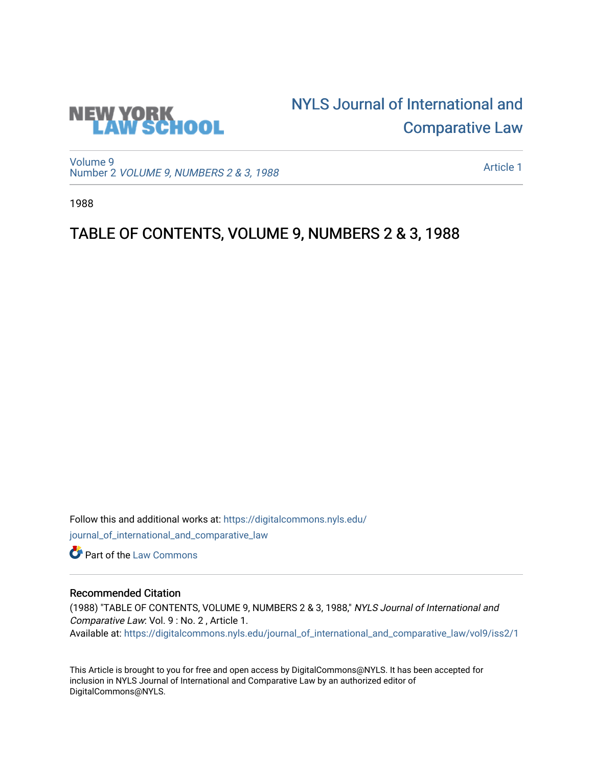NEW YORK LAW SCHOOL

# NYLS Journal of International and Comparative Law

Volume 9
Number 2 *VOLUME 9, NUMBERS 2 & 3, 1988*

Article 1

1988

## TABLE OF CONTENTS, VOLUME 9, NUMBERS 2 & 3, 1988

Follow this and additional works at: https://digitalcommons.nyls.edu/journal_of_international_and_comparative_law

Part of the Law Commons

### Recommended Citation

(1988) "TABLE OF CONTENTS, VOLUME 9, NUMBERS 2 & 3, 1988," *NYLS Journal of International and Comparative Law*: Vol. 9 : No. 2 , Article 1.
Available at: https://digitalcommons.nyls.edu/journal_of_international_and_comparative_law/vol9/iss2/1

This Article is brought to you for free and open access by DigitalCommons@NYLS. It has been accepted for inclusion in NYLS Journal of International and Comparative Law by an authorized editor of DigitalCommons@NYLS.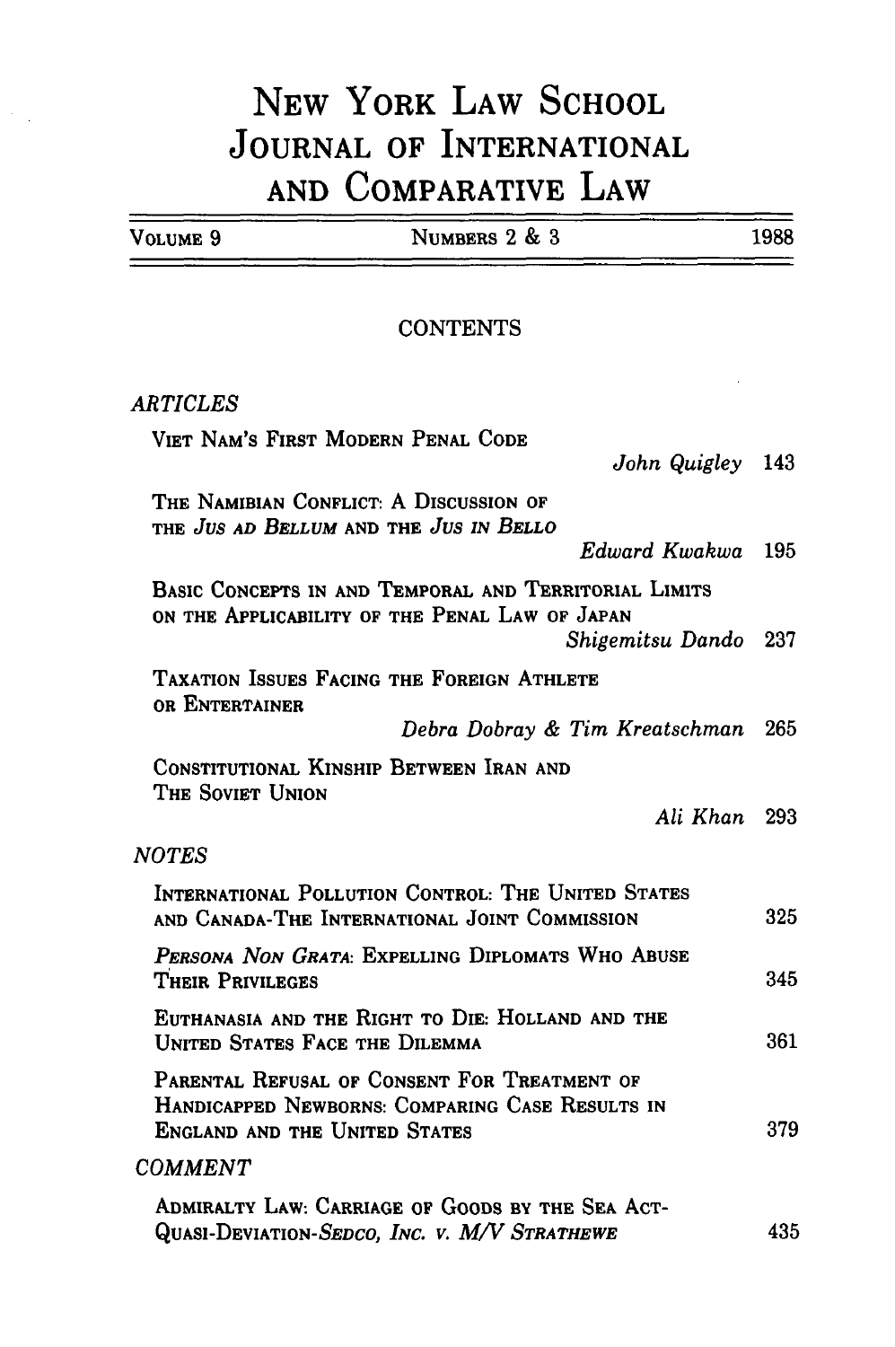# New York Law School Journal of International and Comparative Law

Volume 9 — Numbers 2 & 3 — 1988

## CONTENTS

### *ARTICLES*

Viet Nam's First Modern Penal Code
*John Quigley* 143

The Namibian Conflict: A Discussion of the *Jus ad Bellum* and the *Jus in Bello*
*Edward Kwakwa* 195

Basic Concepts in and Temporal and Territorial Limits on the Applicability of the Penal Law of Japan
*Shigemitsu Dando* 237

Taxation Issues Facing the Foreign Athlete or Entertainer
*Debra Dobray & Tim Kreatschman* 265

Constitutional Kinship Between Iran and The Soviet Union
*Ali Khan* 293

### *NOTES*

International Pollution Control: The United States and Canada-The International Joint Commission 325

*Persona Non Grata*: Expelling Diplomats Who Abuse Their Privileges 345

Euthanasia and the Right to Die: Holland and the United States Face the Dilemma 361

Parental Refusal of Consent For Treatment of Handicapped Newborns: Comparing Case Results in England and the United States 379

### *COMMENT*

Admiralty Law: Carriage of Goods by the Sea Act-Quasi-Deviation-*Sedco, Inc. v. M/V Strathewe* 435